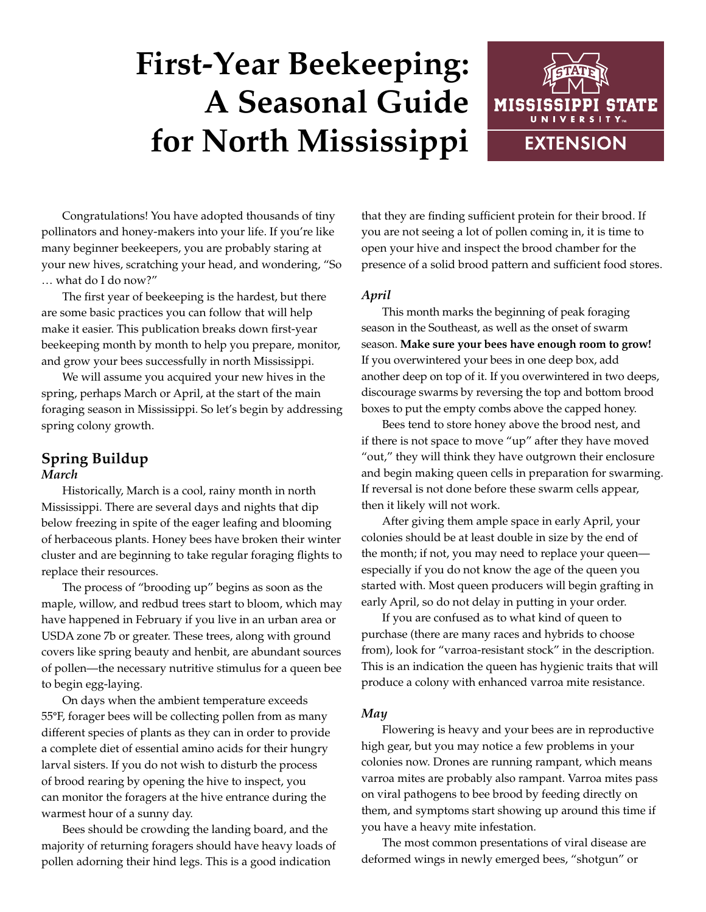# First-Year Beekeeping: A Seasonal Guide for North Mississippi

Congratulations! You have adopted thousands of tiny pollinators and honey-makers into your life. If you're like many beginner beekeepers, you are probably staring at your new hives, scratching your head, and wondering, "So … what do I do now?"

The first year of beekeeping is the hardest, but there are some basic practices you can follow that will help make it easier. This publication breaks down first-year beekeeping month by month to help you prepare, monitor, and grow your bees successfully in north Mississippi.

We will assume you acquired your new hives in the spring, perhaps March or April, at the start of the main foraging season in Mississippi. So let's begin by addressing spring colony growth.

## Spring Buildup

### *March*

Historically, March is a cool, rainy month in north Mississippi. There are several days and nights that dip below freezing in spite of the eager leafing and blooming of herbaceous plants. Honey bees have broken their winter cluster and are beginning to take regular foraging flights to replace their resources.

The process of "brooding up" begins as soon as the maple, willow, and redbud trees start to bloom, which may have happened in February if you live in an urban area or USDA zone 7b or greater. These trees, along with ground covers like spring beauty and henbit, are abundant sources of pollen—the necessary nutritive stimulus for a queen bee to begin egg-laying.

On days when the ambient temperature exceeds 55°F, forager bees will be collecting pollen from as many different species of plants as they can in order to provide a complete diet of essential amino acids for their hungry larval sisters. If you do not wish to disturb the process of brood rearing by opening the hive to inspect, you can monitor the foragers at the hive entrance during the warmest hour of a sunny day.

Bees should be crowding the landing board, and the majority of returning foragers should have heavy loads of pollen adorning their hind legs. This is a good indication that they are finding sufficient protein for their brood. If you are not seeing a lot of pollen coming in, it is time to open your hive and inspect the brood chamber for the presence of a solid brood pattern and sufficient food stores.

### *April*

This month marks the beginning of peak foraging season in the Southeast, as well as the onset of swarm season. **Make sure your bees have enough room to grow!** If you overwintered your bees in one deep box, add another deep on top of it. If you overwintered in two deeps, discourage swarms by reversing the top and bottom brood boxes to put the empty combs above the capped honey.

Bees tend to store honey above the brood nest, and if there is not space to move "up" after they have moved "out," they will think they have outgrown their enclosure and begin making queen cells in preparation for swarming. If reversal is not done before these swarm cells appear, then it likely will not work.

After giving them ample space in early April, your colonies should be at least double in size by the end of the month; if not, you may need to replace your queen—especially if you do not know the age of the queen you started with. Most queen producers will begin grafting in early April, so do not delay in putting in your order.

If you are confused as to what kind of queen to purchase (there are many races and hybrids to choose from), look for "varroa-resistant stock" in the description. This is an indication the queen has hygienic traits that will produce a colony with enhanced varroa mite resistance.

### *May*

Flowering is heavy and your bees are in reproductive high gear, but you may notice a few problems in your colonies now. Drones are running rampant, which means varroa mites are probably also rampant. Varroa mites pass on viral pathogens to bee brood by feeding directly on them, and symptoms start showing up around this time if you have a heavy mite infestation.

The most common presentations of viral disease are deformed wings in newly emerged bees, "shotgun" or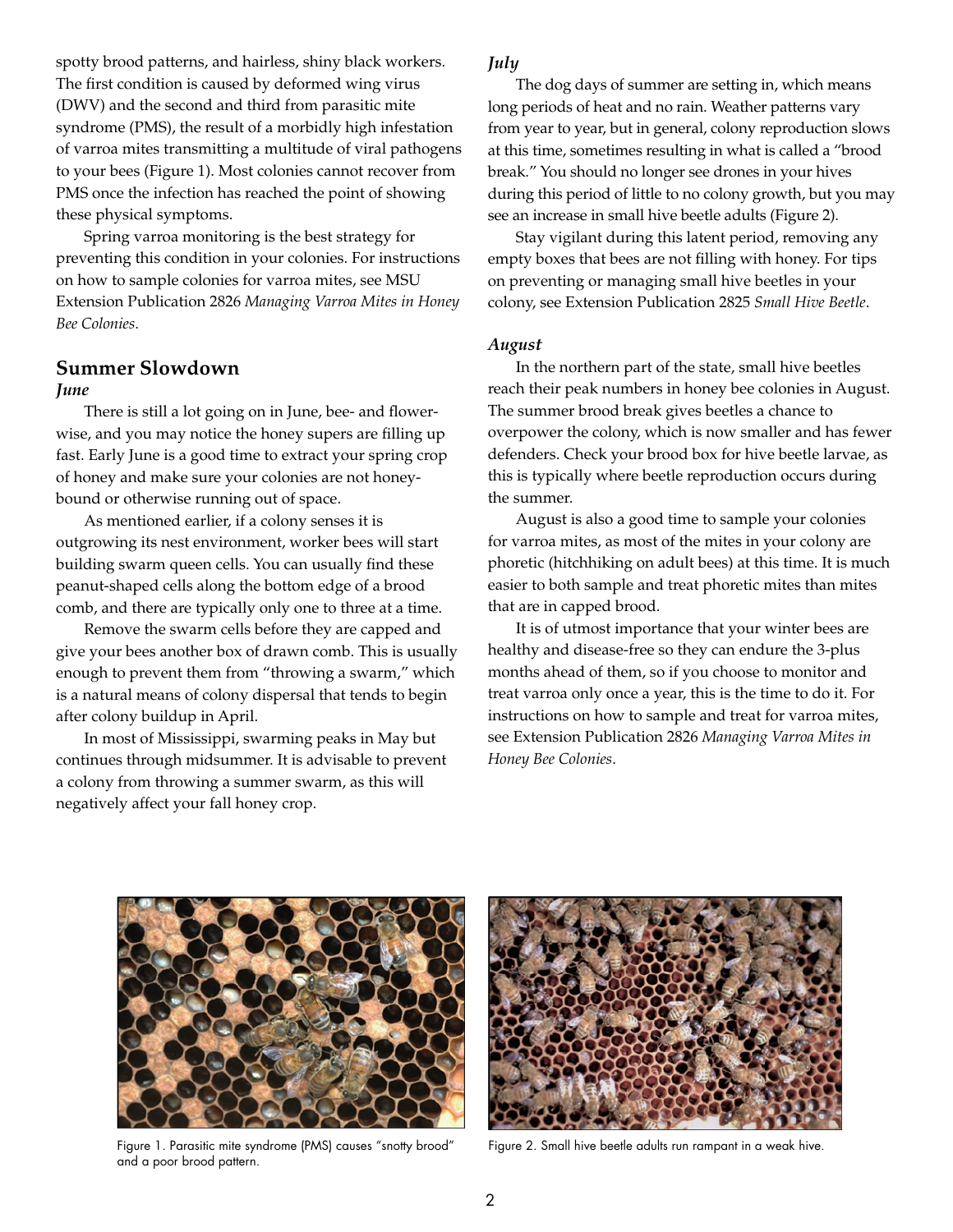spotty brood patterns, and hairless, shiny black workers. The first condition is caused by deformed wing virus (DWV) and the second and third from parasitic mite syndrome (PMS), the result of a morbidly high infestation of varroa mites transmitting a multitude of viral pathogens to your bees (Figure 1). Most colonies cannot recover from PMS once the infection has reached the point of showing these physical symptoms.

Spring varroa monitoring is the best strategy for preventing this condition in your colonies. For instructions on how to sample colonies for varroa mites, see MSU Extension Publication 2826 *Managing Varroa Mites in Honey Bee Colonies*.

## Summer Slowdown

### *June*

There is still a lot going on in June, bee- and flower-wise, and you may notice the honey supers are filling up fast. Early June is a good time to extract your spring crop of honey and make sure your colonies are not honey-bound or otherwise running out of space.

As mentioned earlier, if a colony senses it is outgrowing its nest environment, worker bees will start building swarm queen cells. You can usually find these peanut-shaped cells along the bottom edge of a brood comb, and there are typically only one to three at a time.

Remove the swarm cells before they are capped and give your bees another box of drawn comb. This is usually enough to prevent them from "throwing a swarm," which is a natural means of colony dispersal that tends to begin after colony buildup in April.

In most of Mississippi, swarming peaks in May but continues through midsummer. It is advisable to prevent a colony from throwing a summer swarm, as this will negatively affect your fall honey crop.

### *July*

The dog days of summer are setting in, which means long periods of heat and no rain. Weather patterns vary from year to year, but in general, colony reproduction slows at this time, sometimes resulting in what is called a "brood break." You should no longer see drones in your hives during this period of little to no colony growth, but you may see an increase in small hive beetle adults (Figure 2).

Stay vigilant during this latent period, removing any empty boxes that bees are not filling with honey. For tips on preventing or managing small hive beetles in your colony, see Extension Publication 2825 *Small Hive Beetle*.

### *August*

In the northern part of the state, small hive beetles reach their peak numbers in honey bee colonies in August. The summer brood break gives beetles a chance to overpower the colony, which is now smaller and has fewer defenders. Check your brood box for hive beetle larvae, as this is typically where beetle reproduction occurs during the summer.

August is also a good time to sample your colonies for varroa mites, as most of the mites in your colony are phoretic (hitchhiking on adult bees) at this time. It is much easier to both sample and treat phoretic mites than mites that are in capped brood.

It is of utmost importance that your winter bees are healthy and disease-free so they can endure the 3-plus months ahead of them, so if you choose to monitor and treat varroa only once a year, this is the time to do it. For instructions on how to sample and treat for varroa mites, see Extension Publication 2826 *Managing Varroa Mites in Honey Bee Colonies*.

Figure 1. Parasitic mite syndrome (PMS) causes "snotty brood" and a poor brood pattern.

Figure 2. Small hive beetle adults run rampant in a weak hive.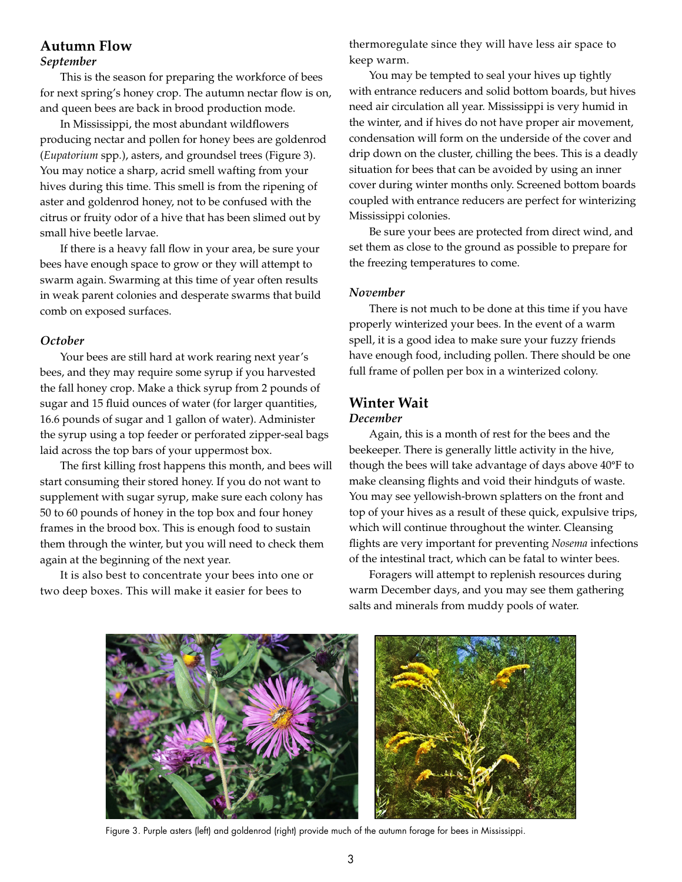## Autumn Flow

### *September*

This is the season for preparing the workforce of bees for next spring's honey crop. The autumn nectar flow is on, and queen bees are back in brood production mode.

In Mississippi, the most abundant wildflowers producing nectar and pollen for honey bees are goldenrod (*Eupatorium* spp.), asters, and groundsel trees (Figure 3). You may notice a sharp, acrid smell wafting from your hives during this time. This smell is from the ripening of aster and goldenrod honey, not to be confused with the citrus or fruity odor of a hive that has been slimed out by small hive beetle larvae.

If there is a heavy fall flow in your area, be sure your bees have enough space to grow or they will attempt to swarm again. Swarming at this time of year often results in weak parent colonies and desperate swarms that build comb on exposed surfaces.

### *October*

Your bees are still hard at work rearing next year's bees, and they may require some syrup if you harvested the fall honey crop. Make a thick syrup from 2 pounds of sugar and 15 fluid ounces of water (for larger quantities, 16.6 pounds of sugar and 1 gallon of water). Administer the syrup using a top feeder or perforated zipper-seal bags laid across the top bars of your uppermost box.

The first killing frost happens this month, and bees will start consuming their stored honey. If you do not want to supplement with sugar syrup, make sure each colony has 50 to 60 pounds of honey in the top box and four honey frames in the brood box. This is enough food to sustain them through the winter, but you will need to check them again at the beginning of the next year.

It is also best to concentrate your bees into one or two deep boxes. This will make it easier for bees to thermoregulate since they will have less air space to keep warm.

You may be tempted to seal your hives up tightly with entrance reducers and solid bottom boards, but hives need air circulation all year. Mississippi is very humid in the winter, and if hives do not have proper air movement, condensation will form on the underside of the cover and drip down on the cluster, chilling the bees. This is a deadly situation for bees that can be avoided by using an inner cover during winter months only. Screened bottom boards coupled with entrance reducers are perfect for winterizing Mississippi colonies.

Be sure your bees are protected from direct wind, and set them as close to the ground as possible to prepare for the freezing temperatures to come.

### *November*

There is not much to be done at this time if you have properly winterized your bees. In the event of a warm spell, it is a good idea to make sure your fuzzy friends have enough food, including pollen. There should be one full frame of pollen per box in a winterized colony.

## Winter Wait

### *December*

Again, this is a month of rest for the bees and the beekeeper. There is generally little activity in the hive, though the bees will take advantage of days above 40°F to make cleansing flights and void their hindguts of waste. You may see yellowish-brown splatters on the front and top of your hives as a result of these quick, expulsive trips, which will continue throughout the winter. Cleansing flights are very important for preventing *Nosema* infections of the intestinal tract, which can be fatal to winter bees.

Foragers will attempt to replenish resources during warm December days, and you may see them gathering salts and minerals from muddy pools of water.

Figure 3. Purple asters (left) and goldenrod (right) provide much of the autumn forage for bees in Mississippi.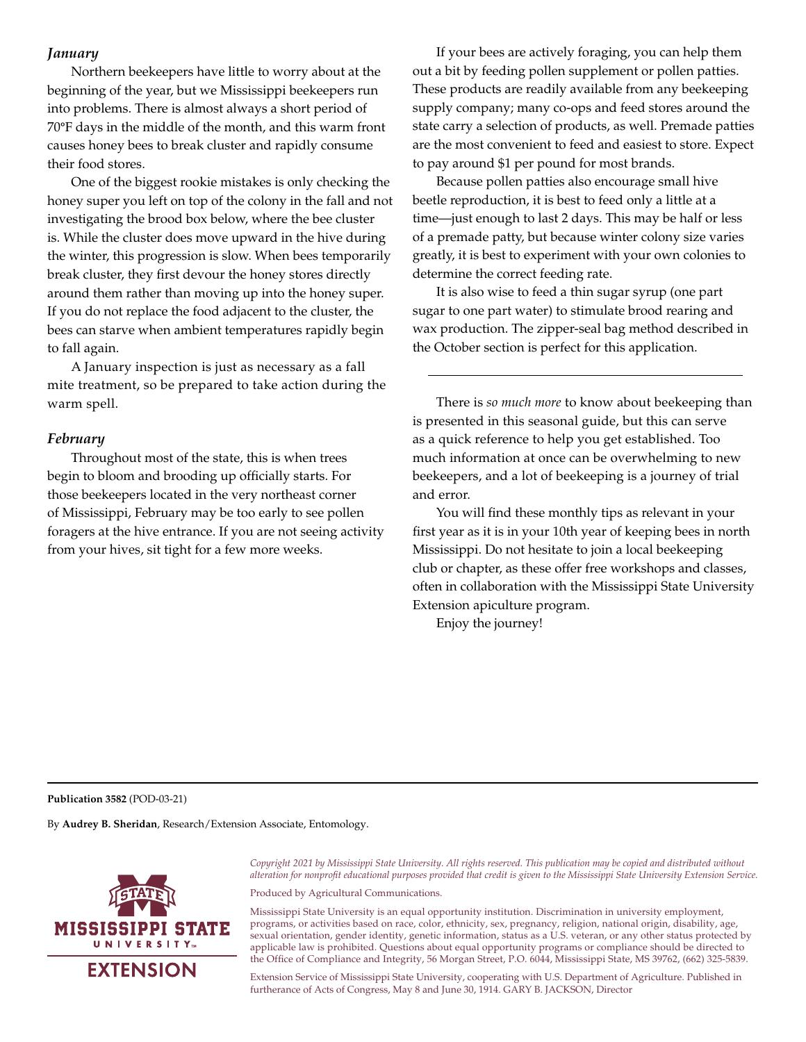### *January*

Northern beekeepers have little to worry about at the beginning of the year, but we Mississippi beekeepers run into problems. There is almost always a short period of 70°F days in the middle of the month, and this warm front causes honey bees to break cluster and rapidly consume their food stores.

One of the biggest rookie mistakes is only checking the honey super you left on top of the colony in the fall and not investigating the brood box below, where the bee cluster is. While the cluster does move upward in the hive during the winter, this progression is slow. When bees temporarily break cluster, they first devour the honey stores directly around them rather than moving up into the honey super. If you do not replace the food adjacent to the cluster, the bees can starve when ambient temperatures rapidly begin to fall again.

A January inspection is just as necessary as a fall mite treatment, so be prepared to take action during the warm spell.

### *February*

Throughout most of the state, this is when trees begin to bloom and brooding up officially starts. For those beekeepers located in the very northeast corner of Mississippi, February may be too early to see pollen foragers at the hive entrance. If you are not seeing activity from your hives, sit tight for a few more weeks.

If your bees are actively foraging, you can help them out a bit by feeding pollen supplement or pollen patties. These products are readily available from any beekeeping supply company; many co-ops and feed stores around the state carry a selection of products, as well. Premade patties are the most convenient to feed and easiest to store. Expect to pay around $1 per pound for most brands.

Because pollen patties also encourage small hive beetle reproduction, it is best to feed only a little at a time—just enough to last 2 days. This may be half or less of a premade patty, but because winter colony size varies greatly, it is best to experiment with your own colonies to determine the correct feeding rate.

It is also wise to feed a thin sugar syrup (one part sugar to one part water) to stimulate brood rearing and wax production. The zipper-seal bag method described in the October section is perfect for this application.

---

There is *so much more* to know about beekeeping than is presented in this seasonal guide, but this can serve as a quick reference to help you get established. Too much information at once can be overwhelming to new beekeepers, and a lot of beekeeping is a journey of trial and error.

You will find these monthly tips as relevant in your first year as it is in your 10th year of keeping bees in north Mississippi. Do not hesitate to join a local beekeeping club or chapter, as these offer free workshops and classes, often in collaboration with the Mississippi State University Extension apiculture program.

Enjoy the journey!

---

**Publication 3582** (POD-03-21)

By **Audrey B. Sheridan**, Research/Extension Associate, Entomology.

MISSISSIPPI STATE UNIVERSITY EXTENSION

*Copyright 2021 by Mississippi State University. All rights reserved. This publication may be copied and distributed without alteration for nonprofit educational purposes provided that credit is given to the Mississippi State University Extension Service.*

Produced by Agricultural Communications.

Mississippi State University is an equal opportunity institution. Discrimination in university employment, programs, or activities based on race, color, ethnicity, sex, pregnancy, religion, national origin, disability, age, sexual orientation, gender identity, genetic information, status as a U.S. veteran, or any other status protected by applicable law is prohibited. Questions about equal opportunity programs or compliance should be directed to the Office of Compliance and Integrity, 56 Morgan Street, P.O. 6044, Mississippi State, MS 39762, (662) 325-5839.

Extension Service of Mississippi State University, cooperating with U.S. Department of Agriculture. Published in furtherance of Acts of Congress, May 8 and June 30, 1914. GARY B. JACKSON, Director